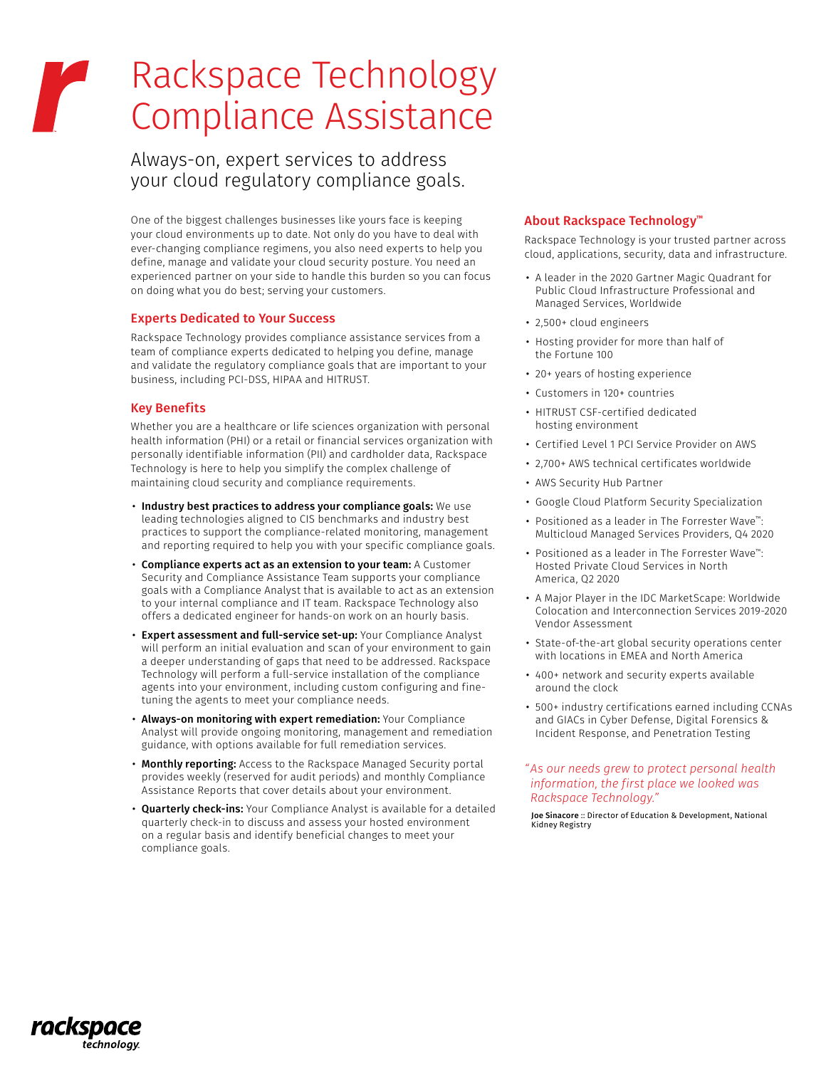# Rackspace Technology Compliance Assistance

## Always-on, expert services to address your cloud regulatory compliance goals.

One of the biggest challenges businesses like yours face is keeping your cloud environments up to date. Not only do you have to deal with ever-changing compliance regimens, you also need experts to help you define, manage and validate your cloud security posture. You need an experienced partner on your side to handle this burden so you can focus on doing what you do best; serving your customers.

### Experts Dedicated to Your Success

Rackspace Technology provides compliance assistance services from a team of compliance experts dedicated to helping you define, manage and validate the regulatory compliance goals that are important to your business, including PCI-DSS, HIPAA and HITRUST.

### Key Benefits

Whether you are a healthcare or life sciences organization with personal health information (PHI) or a retail or financial services organization with personally identifiable information (PII) and cardholder data, Rackspace Technology is here to help you simplify the complex challenge of maintaining cloud security and compliance requirements.

- **Industry best practices to address your compliance goals:** We use leading technologies aligned to CIS benchmarks and industry best practices to support the compliance-related monitoring, management and reporting required to help you with your specific compliance goals.
- **Compliance experts act as an extension to your team:** A Customer Security and Compliance Assistance Team supports your compliance goals with a Compliance Analyst that is available to act as an extension to your internal compliance and IT team. Rackspace Technology also offers a dedicated engineer for hands-on work on an hourly basis.
- **Expert assessment and full-service set-up:** Your Compliance Analyst will perform an initial evaluation and scan of your environment to gain a deeper understanding of gaps that need to be addressed. Rackspace Technology will perform a full-service installation of the compliance agents into your environment, including custom configuring and fine-tuning the agents to meet your compliance needs.
- **Always-on monitoring with expert remediation:** Your Compliance Analyst will provide ongoing monitoring, management and remediation guidance, with options available for full remediation services.
- **Monthly reporting:** Access to the Rackspace Managed Security portal provides weekly (reserved for audit periods) and monthly Compliance Assistance Reports that cover details about your environment.
- **Quarterly check-ins:** Your Compliance Analyst is available for a detailed quarterly check-in to discuss and assess your hosted environment on a regular basis and identify beneficial changes to meet your compliance goals.

### About Rackspace Technology™

Rackspace Technology is your trusted partner across cloud, applications, security, data and infrastructure.

- A leader in the 2020 Gartner Magic Quadrant for Public Cloud Infrastructure Professional and Managed Services, Worldwide
- 2,500+ cloud engineers
- Hosting provider for more than half of the Fortune 100
- 20+ years of hosting experience
- Customers in 120+ countries
- HITRUST CSF-certified dedicated hosting environment
- Certified Level 1 PCI Service Provider on AWS
- 2,700+ AWS technical certificates worldwide
- AWS Security Hub Partner
- Google Cloud Platform Security Specialization
- Positioned as a leader in The Forrester Wave™: Multicloud Managed Services Providers, Q4 2020
- Positioned as a leader in The Forrester Wave™: Hosted Private Cloud Services in North America, Q2 2020
- A Major Player in the IDC MarketScape: Worldwide Colocation and Interconnection Services 2019-2020 Vendor Assessment
- State-of-the-art global security operations center with locations in EMEA and North America
- 400+ network and security experts available around the clock
- 500+ industry certifications earned including CCNAs and GIACs in Cyber Defense, Digital Forensics & Incident Response, and Penetration Testing

*"As our needs grew to protect personal health information, the first place we looked was Rackspace Technology."*

**Joe Sinacore** :: Director of Education & Development, National Kidney Registry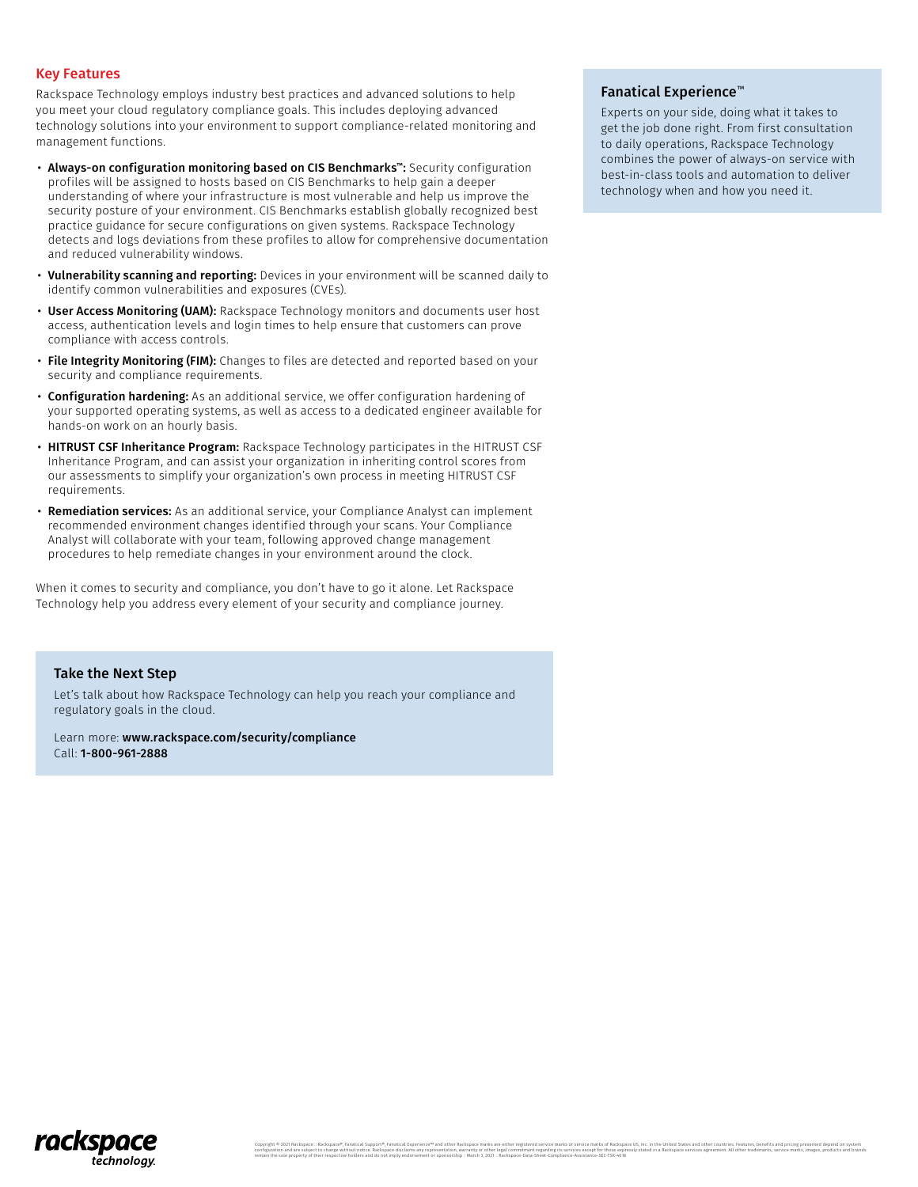## Key Features

Rackspace Technology employs industry best practices and advanced solutions to help you meet your cloud regulatory compliance goals. This includes deploying advanced technology solutions into your environment to support compliance-related monitoring and management functions.

- **Always-on configuration monitoring based on CIS Benchmarks™:** Security configuration profiles will be assigned to hosts based on CIS Benchmarks to help gain a deeper understanding of where your infrastructure is most vulnerable and help us improve the security posture of your environment. CIS Benchmarks establish globally recognized best practice guidance for secure configurations on given systems. Rackspace Technology detects and logs deviations from these profiles to allow for comprehensive documentation and reduced vulnerability windows.
- **Vulnerability scanning and reporting:** Devices in your environment will be scanned daily to identify common vulnerabilities and exposures (CVEs).
- **User Access Monitoring (UAM):** Rackspace Technology monitors and documents user host access, authentication levels and login times to help ensure that customers can prove compliance with access controls.
- **File Integrity Monitoring (FIM):** Changes to files are detected and reported based on your security and compliance requirements.
- **Configuration hardening:** As an additional service, we offer configuration hardening of your supported operating systems, as well as access to a dedicated engineer available for hands-on work on an hourly basis.
- **HITRUST CSF Inheritance Program:** Rackspace Technology participates in the HITRUST CSF Inheritance Program, and can assist your organization in inheriting control scores from our assessments to simplify your organization's own process in meeting HITRUST CSF requirements.
- **Remediation services:** As an additional service, your Compliance Analyst can implement recommended environment changes identified through your scans. Your Compliance Analyst will collaborate with your team, following approved change management procedures to help remediate changes in your environment around the clock.

When it comes to security and compliance, you don't have to go it alone. Let Rackspace Technology help you address every element of your security and compliance journey.

### Fanatical Experience™

Experts on your side, doing what it takes to get the job done right. From first consultation to daily operations, Rackspace Technology combines the power of always-on service with best-in-class tools and automation to deliver technology when and how you need it.

### Take the Next Step

Let's talk about how Rackspace Technology can help you reach your compliance and regulatory goals in the cloud.

Learn more: **www.rackspace.com/security/compliance**
Call: **1-800-961-2888**

Copyright © 2021 Rackspace :: Rackspace®, Fanatical Support®, Fanatical Experience™ and other Rackspace marks are either registered service marks or service marks of Rackspace US, Inc. in the United States and other countries. Features, benefits and pricing presented depend on system configuration and are subject to change without notice. Rackspace disclaims any representation, warranty or other legal commitment regarding its services except for those expressly stated in a Rackspace services agreement. All other trademarks, service marks, images, products and brands remain the sole property of their respective holders and do not imply endorsement or sponsorship :: March 3, 2021 :: Rackspace-Data-Sheet-Compliance-Assistance-SEC-TSK-4018